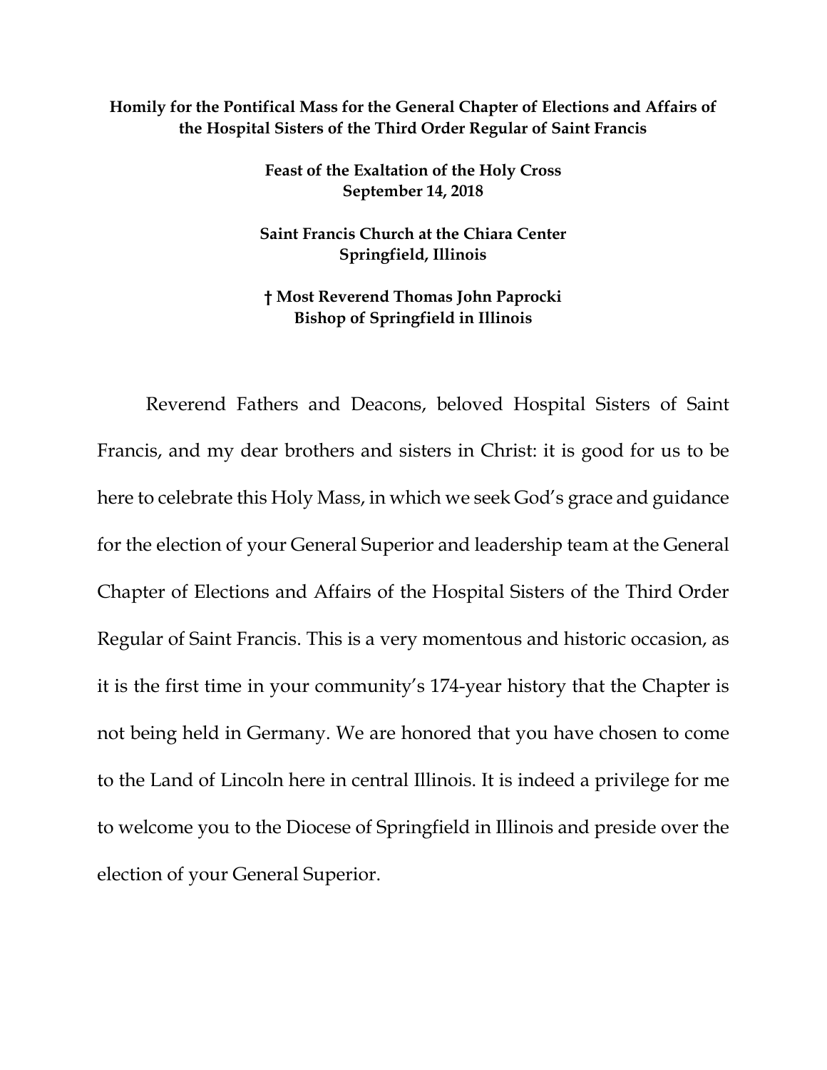**Homily for the Pontifical Mass for the General Chapter of Elections and Affairs of the Hospital Sisters of the Third Order Regular of Saint Francis**

**Feast of the Exaltation of the Holy Cross**
**September 14, 2018**

**Saint Francis Church at the Chiara Center**
**Springfield, Illinois**

**† Most Reverend Thomas John Paprocki**
**Bishop of Springfield in Illinois**

Reverend Fathers and Deacons, beloved Hospital Sisters of Saint Francis, and my dear brothers and sisters in Christ: it is good for us to be here to celebrate this Holy Mass, in which we seek God's grace and guidance for the election of your General Superior and leadership team at the General Chapter of Elections and Affairs of the Hospital Sisters of the Third Order Regular of Saint Francis. This is a very momentous and historic occasion, as it is the first time in your community's 174-year history that the Chapter is not being held in Germany. We are honored that you have chosen to come to the Land of Lincoln here in central Illinois. It is indeed a privilege for me to welcome you to the Diocese of Springfield in Illinois and preside over the election of your General Superior.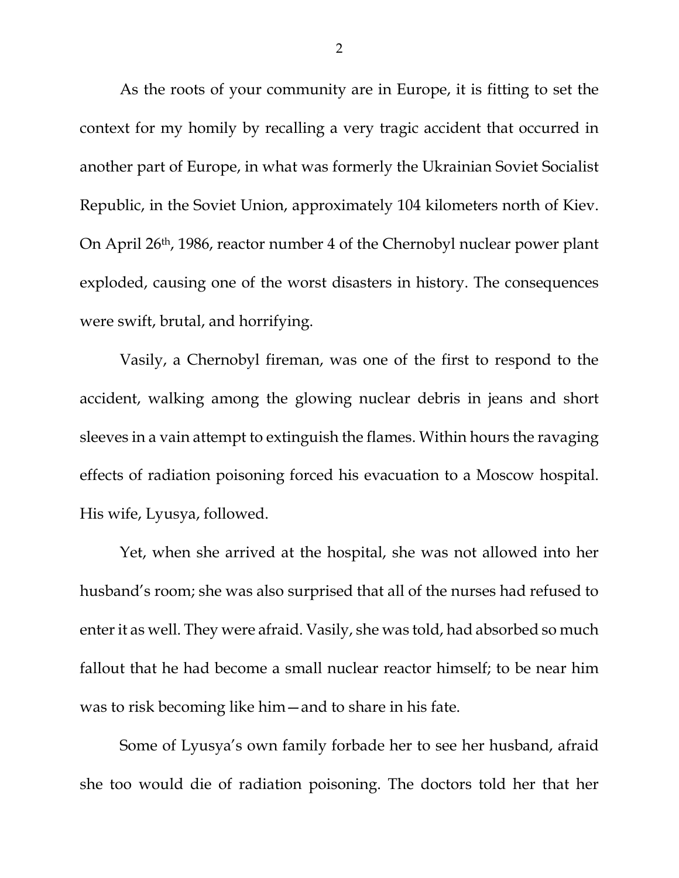As the roots of your community are in Europe, it is fitting to set the context for my homily by recalling a very tragic accident that occurred in another part of Europe, in what was formerly the Ukrainian Soviet Socialist Republic, in the Soviet Union, approximately 104 kilometers north of Kiev. On April 26th, 1986, reactor number 4 of the Chernobyl nuclear power plant exploded, causing one of the worst disasters in history. The consequences were swift, brutal, and horrifying.

Vasily, a Chernobyl fireman, was one of the first to respond to the accident, walking among the glowing nuclear debris in jeans and short sleeves in a vain attempt to extinguish the flames. Within hours the ravaging effects of radiation poisoning forced his evacuation to a Moscow hospital. His wife, Lyusya, followed.

Yet, when she arrived at the hospital, she was not allowed into her husband's room; she was also surprised that all of the nurses had refused to enter it as well. They were afraid. Vasily, she was told, had absorbed so much fallout that he had become a small nuclear reactor himself; to be near him was to risk becoming like him—and to share in his fate.

Some of Lyusya's own family forbade her to see her husband, afraid she too would die of radiation poisoning. The doctors told her that her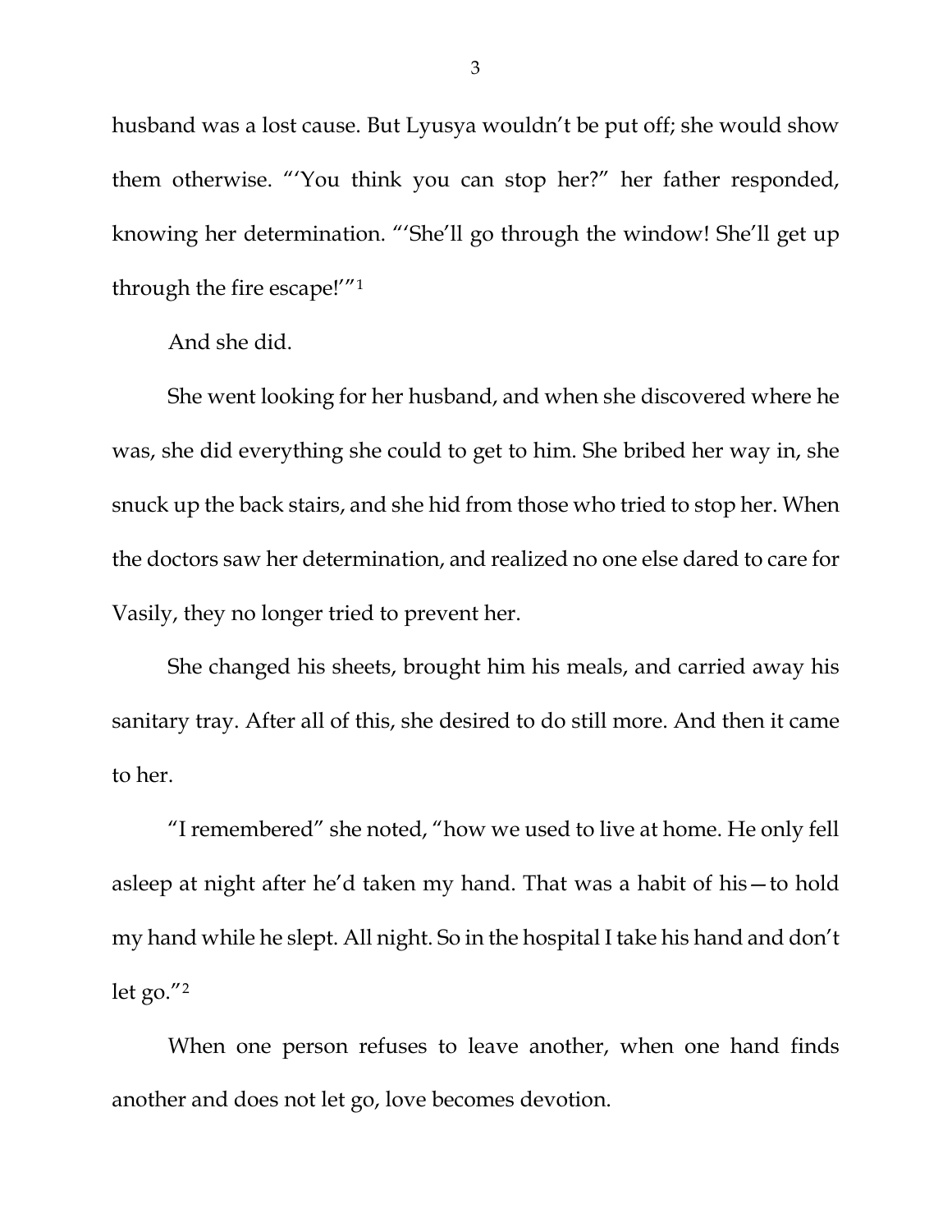husband was a lost cause. But Lyusya wouldn't be put off; she would show them otherwise. "'You think you can stop her?" her father responded, knowing her determination. "'She'll go through the window! She'll get up through the fire escape!'"[1]

And she did.

She went looking for her husband, and when she discovered where he was, she did everything she could to get to him. She bribed her way in, she snuck up the back stairs, and she hid from those who tried to stop her. When the doctors saw her determination, and realized no one else dared to care for Vasily, they no longer tried to prevent her.

She changed his sheets, brought him his meals, and carried away his sanitary tray. After all of this, she desired to do still more. And then it came to her.

"I remembered" she noted, "how we used to live at home. He only fell asleep at night after he'd taken my hand. That was a habit of his—to hold my hand while he slept. All night. So in the hospital I take his hand and don't let go."[2]

When one person refuses to leave another, when one hand finds another and does not let go, love becomes devotion.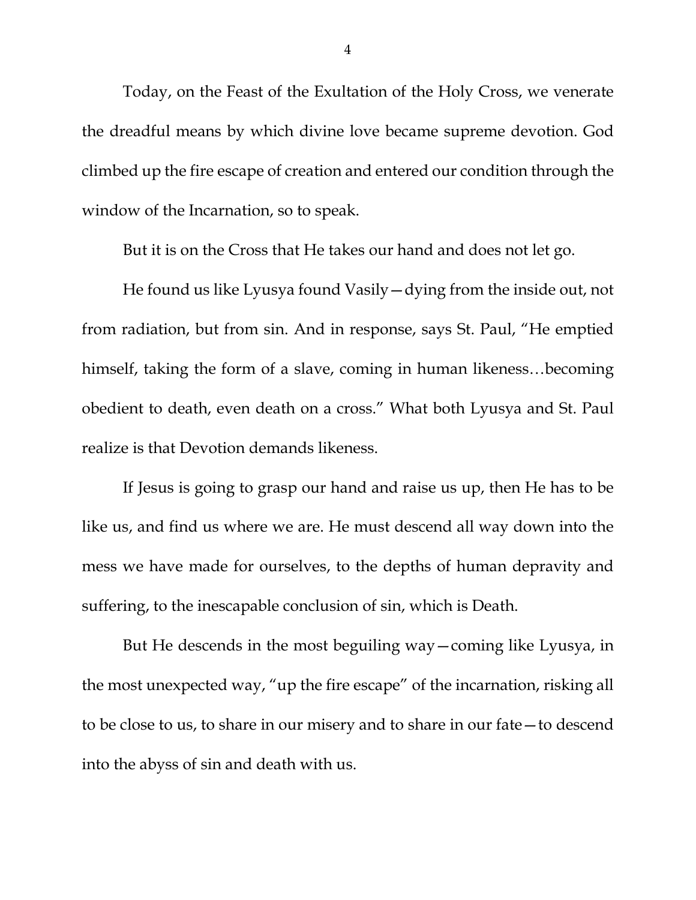Today, on the Feast of the Exultation of the Holy Cross, we venerate the dreadful means by which divine love became supreme devotion. God climbed up the fire escape of creation and entered our condition through the window of the Incarnation, so to speak.

But it is on the Cross that He takes our hand and does not let go.

He found us like Lyusya found Vasily—dying from the inside out, not from radiation, but from sin. And in response, says St. Paul, "He emptied himself, taking the form of a slave, coming in human likeness…becoming obedient to death, even death on a cross." What both Lyusya and St. Paul realize is that Devotion demands likeness.

If Jesus is going to grasp our hand and raise us up, then He has to be like us, and find us where we are. He must descend all way down into the mess we have made for ourselves, to the depths of human depravity and suffering, to the inescapable conclusion of sin, which is Death.

But He descends in the most beguiling way—coming like Lyusya, in the most unexpected way, "up the fire escape" of the incarnation, risking all to be close to us, to share in our misery and to share in our fate—to descend into the abyss of sin and death with us.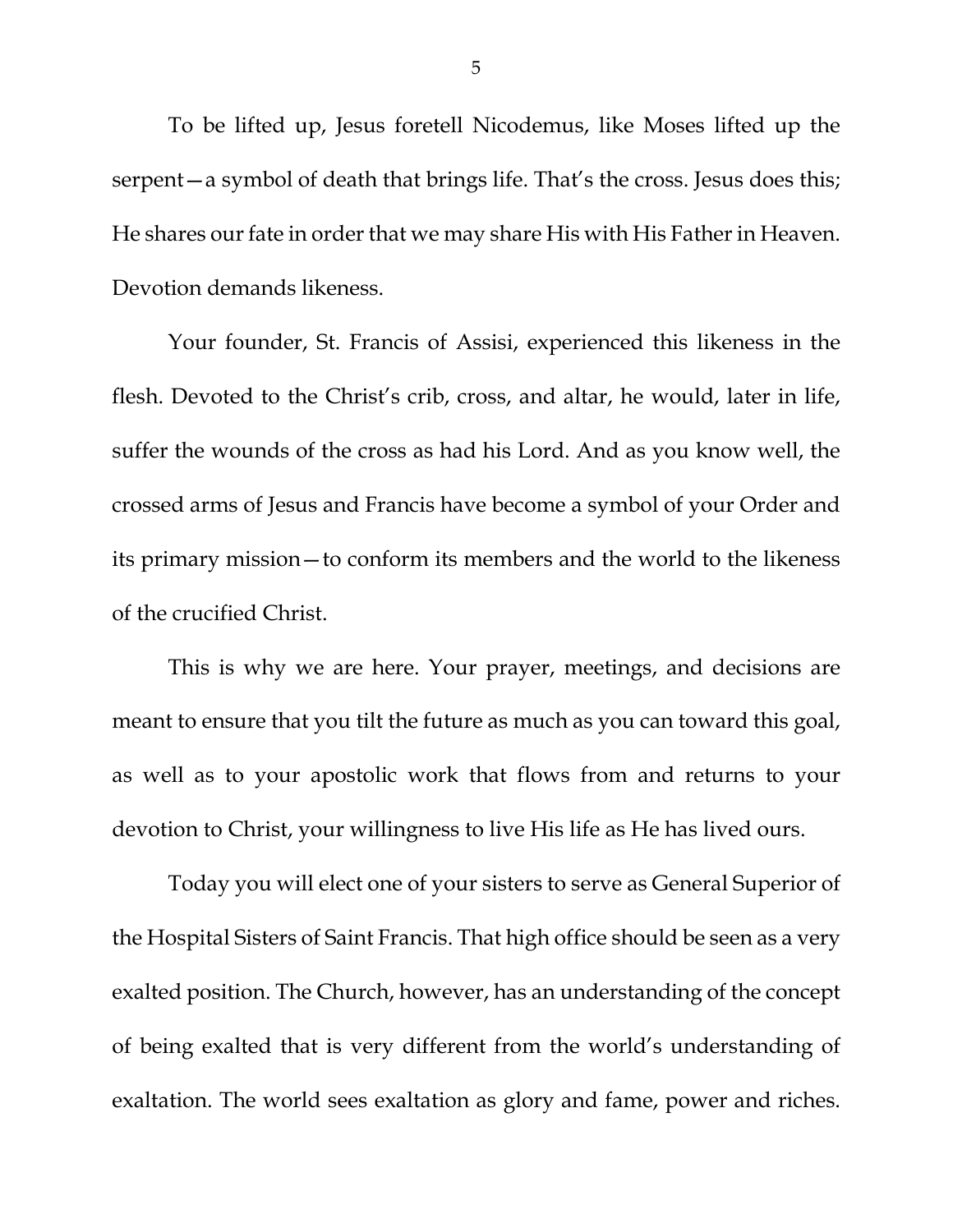To be lifted up, Jesus foretell Nicodemus, like Moses lifted up the serpent—a symbol of death that brings life. That's the cross. Jesus does this; He shares our fate in order that we may share His with His Father in Heaven. Devotion demands likeness.

Your founder, St. Francis of Assisi, experienced this likeness in the flesh. Devoted to the Christ's crib, cross, and altar, he would, later in life, suffer the wounds of the cross as had his Lord. And as you know well, the crossed arms of Jesus and Francis have become a symbol of your Order and its primary mission—to conform its members and the world to the likeness of the crucified Christ.

This is why we are here. Your prayer, meetings, and decisions are meant to ensure that you tilt the future as much as you can toward this goal, as well as to your apostolic work that flows from and returns to your devotion to Christ, your willingness to live His life as He has lived ours.

Today you will elect one of your sisters to serve as General Superior of the Hospital Sisters of Saint Francis. That high office should be seen as a very exalted position. The Church, however, has an understanding of the concept of being exalted that is very different from the world's understanding of exaltation. The world sees exaltation as glory and fame, power and riches.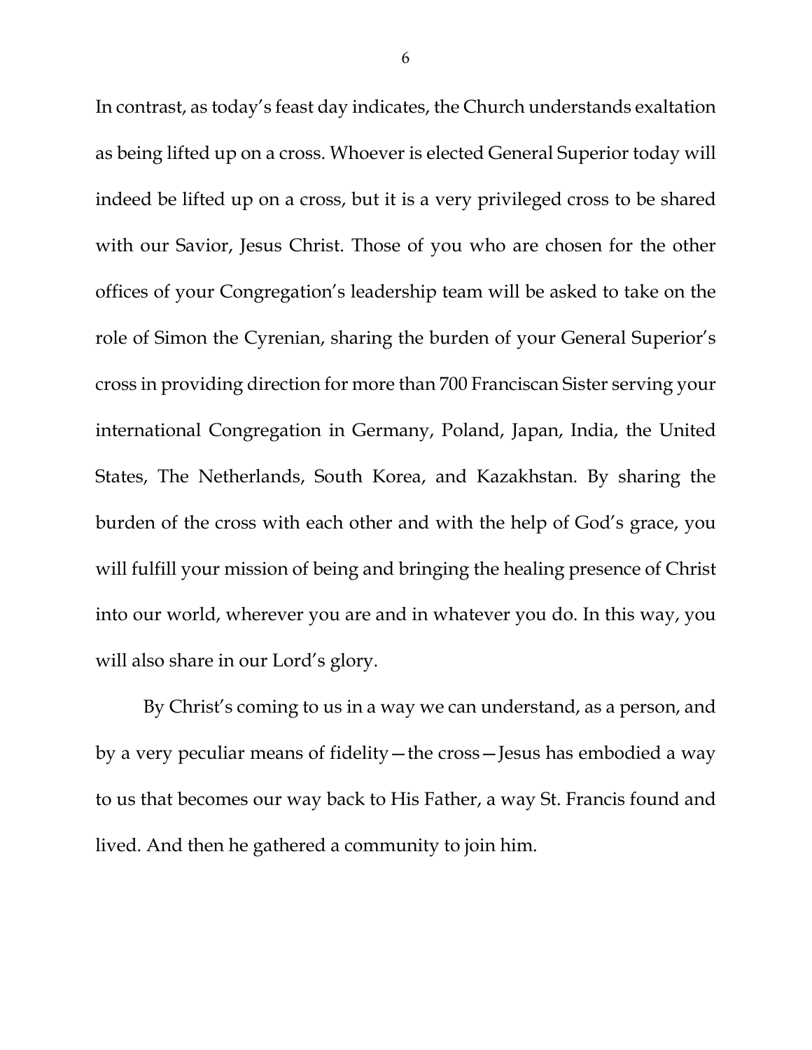In contrast, as today's feast day indicates, the Church understands exaltation as being lifted up on a cross. Whoever is elected General Superior today will indeed be lifted up on a cross, but it is a very privileged cross to be shared with our Savior, Jesus Christ. Those of you who are chosen for the other offices of your Congregation's leadership team will be asked to take on the role of Simon the Cyrenian, sharing the burden of your General Superior's cross in providing direction for more than 700 Franciscan Sister serving your international Congregation in Germany, Poland, Japan, India, the United States, The Netherlands, South Korea, and Kazakhstan. By sharing the burden of the cross with each other and with the help of God's grace, you will fulfill your mission of being and bringing the healing presence of Christ into our world, wherever you are and in whatever you do. In this way, you will also share in our Lord's glory.

By Christ's coming to us in a way we can understand, as a person, and by a very peculiar means of fidelity—the cross—Jesus has embodied a way to us that becomes our way back to His Father, a way St. Francis found and lived. And then he gathered a community to join him.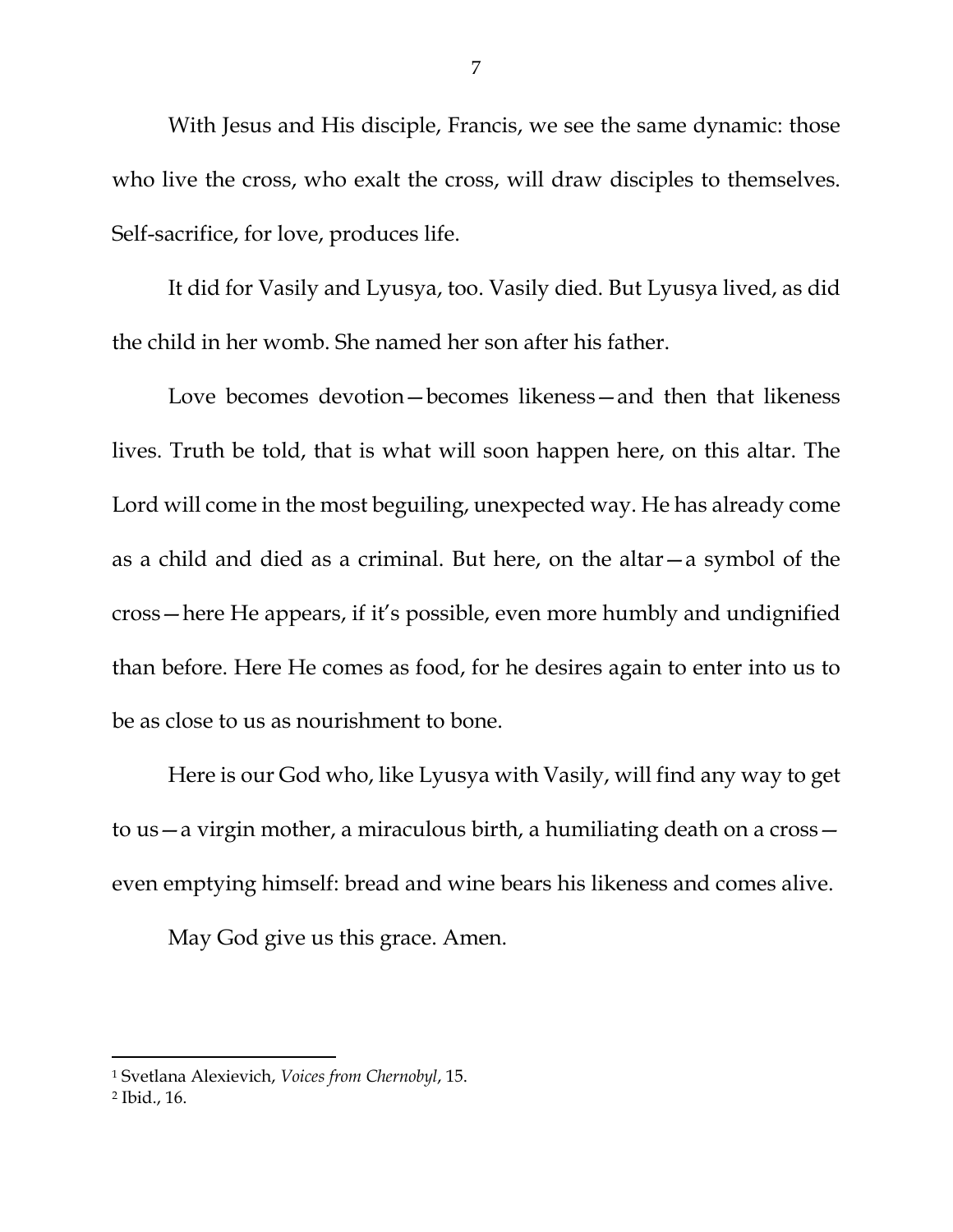With Jesus and His disciple, Francis, we see the same dynamic: those who live the cross, who exalt the cross, will draw disciples to themselves. Self-sacrifice, for love, produces life.

It did for Vasily and Lyusya, too. Vasily died. But Lyusya lived, as did the child in her womb. She named her son after his father.

Love becomes devotion—becomes likeness—and then that likeness lives. Truth be told, that is what will soon happen here, on this altar. The Lord will come in the most beguiling, unexpected way. He has already come as a child and died as a criminal. But here, on the altar—a symbol of the cross—here He appears, if it's possible, even more humbly and undignified than before. Here He comes as food, for he desires again to enter into us to be as close to us as nourishment to bone.

Here is our God who, like Lyusya with Vasily, will find any way to get to us—a virgin mother, a miraculous birth, a humiliating death on a cross—even emptying himself: bread and wine bears his likeness and comes alive.

May God give us this grace. Amen.

---

[1] Svetlana Alexievich, *Voices from Chernobyl*, 15.
[2] Ibid., 16.